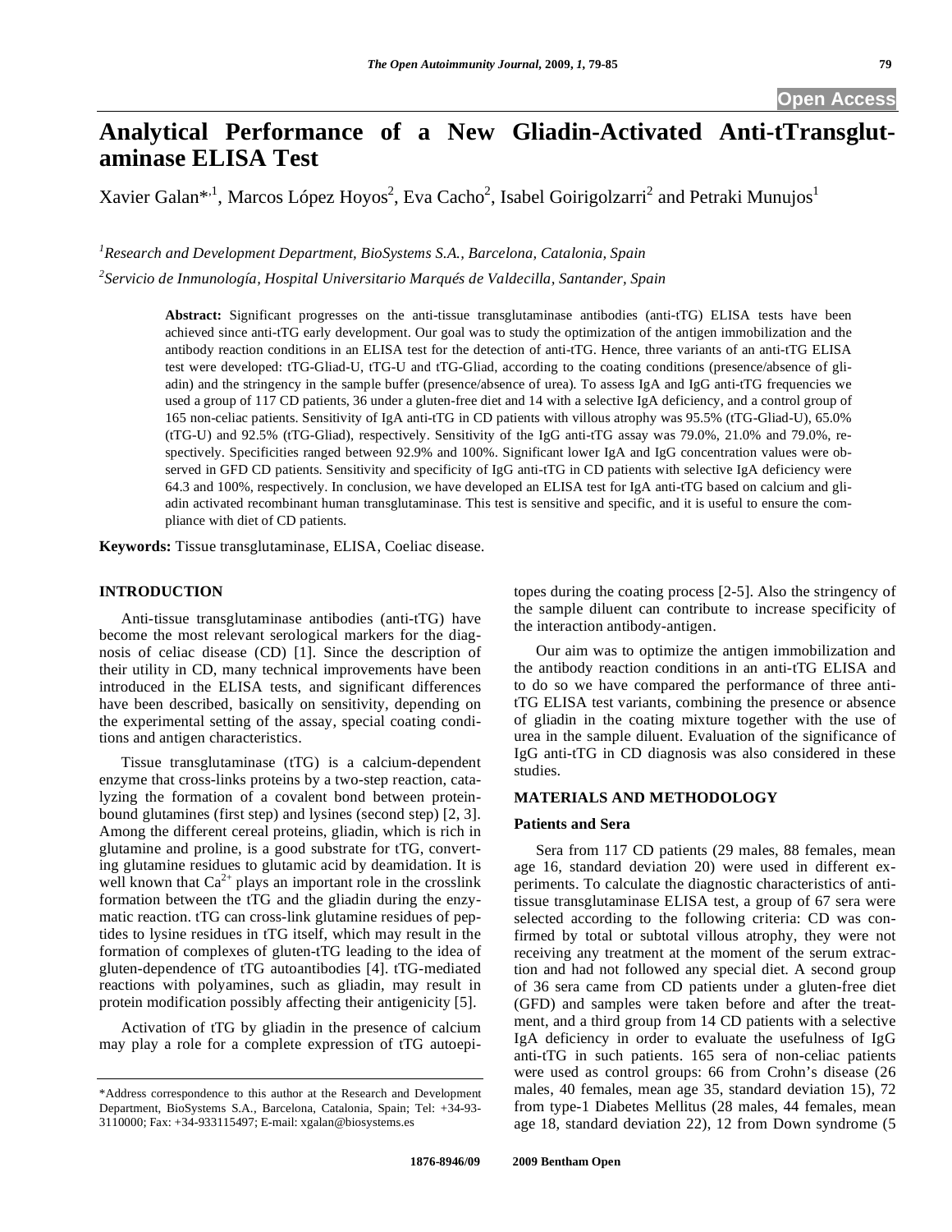# Analytical Performance of a New Gliadin-Activated Anti-tTransglutaminase ELISA Test

Xavier Galan*[,1], Marcos López Hoyos[2], Eva Cacho[2], Isabel Goirigolzarri[2] and Petraki Munujos[1]

[1]*Research and Development Department, BioSystems S.A., Barcelona, Catalonia, Spain*

[2]*Servicio de Inmunología, Hospital Universitario Marqués de Valdecilla, Santander, Spain*

**Abstract:** Significant progresses on the anti-tissue transglutaminase antibodies (anti-tTG) ELISA tests have been achieved since anti-tTG early development. Our goal was to study the optimization of the antigen immobilization and the antibody reaction conditions in an ELISA test for the detection of anti-tTG. Hence, three variants of an anti-tTG ELISA test were developed: tTG-Gliad-U, tTG-U and tTG-Gliad, according to the coating conditions (presence/absence of gliadin) and the stringency in the sample buffer (presence/absence of urea). To assess IgA and IgG anti-tTG frequencies we used a group of 117 CD patients, 36 under a gluten-free diet and 14 with a selective IgA deficiency, and a control group of 165 non-celiac patients. Sensitivity of IgA anti-tTG in CD patients with villous atrophy was 95.5% (tTG-Gliad-U), 65.0% (tTG-U) and 92.5% (tTG-Gliad), respectively. Sensitivity of the IgG anti-tTG assay was 79.0%, 21.0% and 79.0%, respectively. Specificities ranged between 92.9% and 100%. Significant lower IgA and IgG concentration values were observed in GFD CD patients. Sensitivity and specificity of IgG anti-tTG in CD patients with selective IgA deficiency were 64.3 and 100%, respectively. In conclusion, we have developed an ELISA test for IgA anti-tTG based on calcium and gliadin activated recombinant human transglutaminase. This test is sensitive and specific, and it is useful to ensure the compliance with diet of CD patients.

**Keywords:** Tissue transglutaminase, ELISA, Coeliac disease.

## INTRODUCTION

Anti-tissue transglutaminase antibodies (anti-tTG) have become the most relevant serological markers for the diagnosis of celiac disease (CD) [1]. Since the description of their utility in CD, many technical improvements have been introduced in the ELISA tests, and significant differences have been described, basically on sensitivity, depending on the experimental setting of the assay, special coating conditions and antigen characteristics.

Tissue transglutaminase (tTG) is a calcium-dependent enzyme that cross-links proteins by a two-step reaction, catalyzing the formation of a covalent bond between protein-bound glutamines (first step) and lysines (second step) [2, 3]. Among the different cereal proteins, gliadin, which is rich in glutamine and proline, is a good substrate for tTG, converting glutamine residues to glutamic acid by deamidation. It is well known that $Ca^{2+}$ plays an important role in the crosslink formation between the tTG and the gliadin during the enzymatic reaction. tTG can cross-link glutamine residues of peptides to lysine residues in tTG itself, which may result in the formation of complexes of gluten-tTG leading to the idea of gluten-dependence of tTG autoantibodies [4]. tTG-mediated reactions with polyamines, such as gliadin, may result in protein modification possibly affecting their antigenicity [5].

Activation of tTG by gliadin in the presence of calcium may play a role for a complete expression of tTG autoepitopes during the coating process [2-5]. Also the stringency of the sample diluent can contribute to increase specificity of the interaction antibody-antigen.

Our aim was to optimize the antigen immobilization and the antibody reaction conditions in an anti-tTG ELISA and to do so we have compared the performance of three anti-tTG ELISA test variants, combining the presence or absence of gliadin in the coating mixture together with the use of urea in the sample diluent. Evaluation of the significance of IgG anti-tTG in CD diagnosis was also considered in these studies.

## MATERIALS AND METHODOLOGY

### Patients and Sera

Sera from 117 CD patients (29 males, 88 females, mean age 16, standard deviation 20) were used in different experiments. To calculate the diagnostic characteristics of anti-tissue transglutaminase ELISA test, a group of 67 sera were selected according to the following criteria: CD was confirmed by total or subtotal villous atrophy, they were not receiving any treatment at the moment of the serum extraction and had not followed any special diet. A second group of 36 sera came from CD patients under a gluten-free diet (GFD) and samples were taken before and after the treatment, and a third group from 14 CD patients with a selective IgA deficiency in order to evaluate the usefulness of IgG anti-tTG in such patients. 165 sera of non-celiac patients were used as control groups: 66 from Crohn's disease (26 males, 40 females, mean age 35, standard deviation 15), 72 from type-1 Diabetes Mellitus (28 males, 44 females, mean age 18, standard deviation 22), 12 from Down syndrome (5

---

*Address correspondence to this author at the Research and Development Department, BioSystems S.A., Barcelona, Catalonia, Spain; Tel: +34-93-3110000; Fax: +34-933115497; E-mail: xgalan@biosystems.es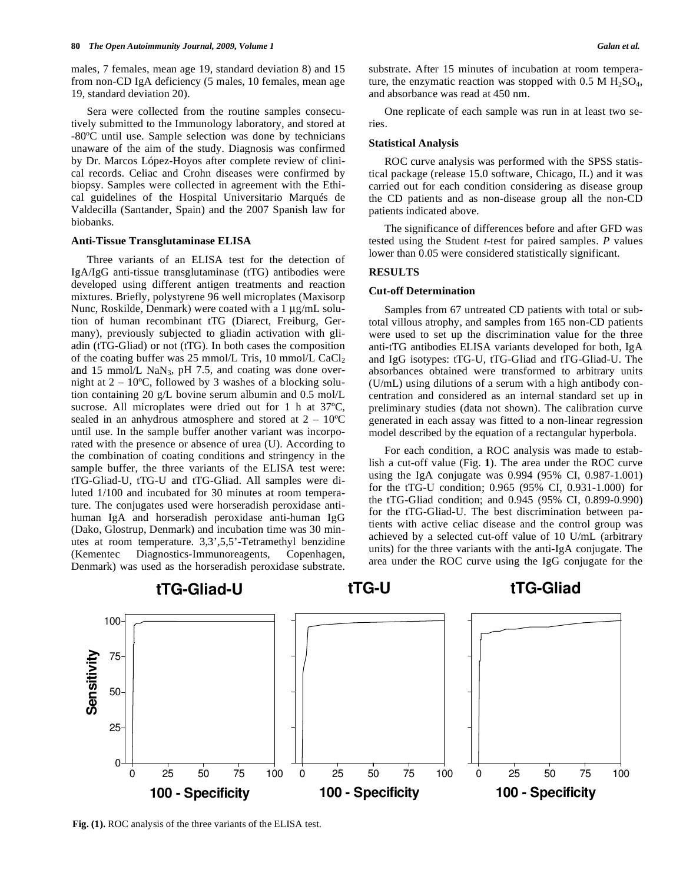males, 7 females, mean age 19, standard deviation 8) and 15 from non-CD IgA deficiency (5 males, 10 females, mean age 19, standard deviation 20).

Sera were collected from the routine samples consecutively submitted to the Immunology laboratory, and stored at -80ºC until use. Sample selection was done by technicians unaware of the aim of the study. Diagnosis was confirmed by Dr. Marcos López-Hoyos after complete review of clinical records. Celiac and Crohn diseases were confirmed by biopsy. Samples were collected in agreement with the Ethical guidelines of the Hospital Universitario Marqués de Valdecilla (Santander, Spain) and the 2007 Spanish law for biobanks.

### Anti-Tissue Transglutaminase ELISA

Three variants of an ELISA test for the detection of IgA/IgG anti-tissue transglutaminase (tTG) antibodies were developed using different antigen treatments and reaction mixtures. Briefly, polystyrene 96 well microplates (Maxisorp Nunc, Roskilde, Denmark) were coated with a 1 µg/mL solution of human recombinant tTG (Diarect, Freiburg, Germany), previously subjected to gliadin activation with gliadin (tTG-Gliad) or not (tTG). In both cases the composition of the coating buffer was 25 mmol/L Tris, 10 mmol/L $CaCl_2$ and 15 mmol/L $NaN_3$, pH 7.5, and coating was done overnight at 2 – 10ºC, followed by 3 washes of a blocking solution containing 20 g/L bovine serum albumin and 0.5 mol/L sucrose. All microplates were dried out for 1 h at 37ºC, sealed in an anhydrous atmosphere and stored at 2 – 10ºC until use. In the sample buffer another variant was incorporated with the presence or absence of urea (U). According to the combination of coating conditions and stringency in the sample buffer, the three variants of the ELISA test were: tTG-Gliad-U, tTG-U and tTG-Gliad. All samples were diluted 1/100 and incubated for 30 minutes at room temperature. The conjugates used were horseradish peroxidase anti-human IgA and horseradish peroxidase anti-human IgG (Dako, Glostrup, Denmark) and incubation time was 30 minutes at room temperature. 3,3',5,5'-Tetramethyl benzidine (Kementec Diagnostics-Immunoreagents, Copenhagen, Denmark) was used as the horseradish peroxidase substrate. substrate. After 15 minutes of incubation at room temperature, the enzymatic reaction was stopped with 0.5 M $H_2SO_4$, and absorbance was read at 450 nm.

One replicate of each sample was run in at least two series.

### Statistical Analysis

ROC curve analysis was performed with the SPSS statistical package (release 15.0 software, Chicago, IL) and it was carried out for each condition considering as disease group the CD patients and as non-disease group all the non-CD patients indicated above.

The significance of differences before and after GFD was tested using the Student *t*-test for paired samples. *P* values lower than 0.05 were considered statistically significant.

## RESULTS

### Cut-off Determination

Samples from 67 untreated CD patients with total or subtotal villous atrophy, and samples from 165 non-CD patients were used to set up the discrimination value for the three anti-tTG antibodies ELISA variants developed for both, IgA and IgG isotypes: tTG-U, tTG-Gliad and tTG-Gliad-U. The absorbances obtained were transformed to arbitrary units (U/mL) using dilutions of a serum with a high antibody concentration and considered as an internal standard set up in preliminary studies (data not shown). The calibration curve generated in each assay was fitted to a non-linear regression model described by the equation of a rectangular hyperbola.

For each condition, a ROC analysis was made to establish a cut-off value (Fig. **1**). The area under the ROC curve using the IgA conjugate was 0.994 (95% CI, 0.987-1.001) for the tTG-U condition; 0.965 (95% CI, 0.931-1.000) for the tTG-Gliad condition; and 0.945 (95% CI, 0.899-0.990) for the tTG-Gliad-U. The best discrimination between patients with active celiac disease and the control group was achieved by a selected cut-off value of 10 U/mL (arbitrary units) for the three variants with the anti-IgA conjugate. The area under the ROC curve using the IgG conjugate for the

**Fig. (1).** ROC analysis of the three variants of the ELISA test.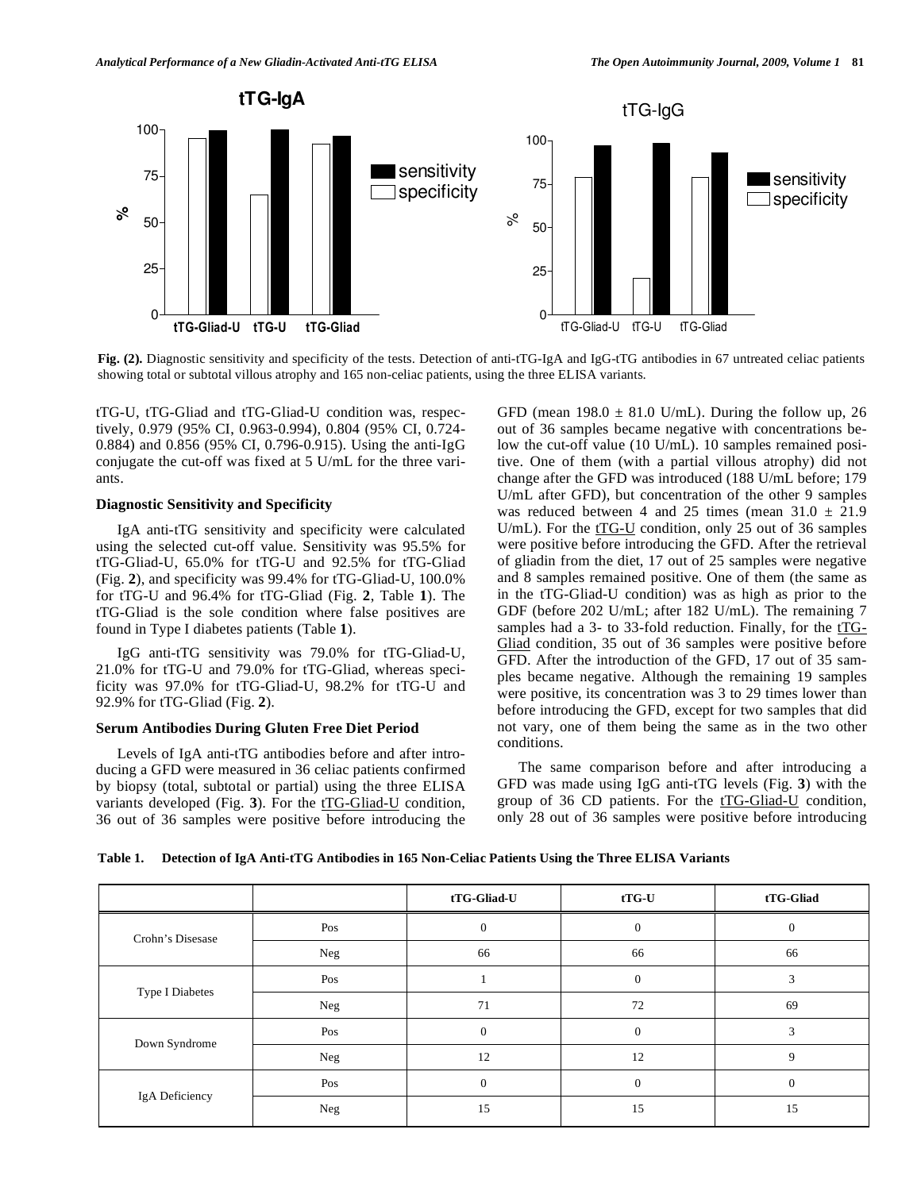Fig. (2). Diagnostic sensitivity and specificity of the tests. Detection of anti-tTG-IgA and IgG-tTG antibodies in 67 untreated celiac patients showing total or subtotal villous atrophy and 165 non-celiac patients, using the three ELISA variants.

tTG-U, tTG-Gliad and tTG-Gliad-U condition was, respectively, 0.979 (95% CI, 0.963-0.994), 0.804 (95% CI, 0.724-0.884) and 0.856 (95% CI, 0.796-0.915). Using the anti-IgG conjugate the cut-off was fixed at 5 U/mL for the three variants.

### Diagnostic Sensitivity and Specificity

IgA anti-tTG sensitivity and specificity were calculated using the selected cut-off value. Sensitivity was 95.5% for tTG-Gliad-U, 65.0% for tTG-U and 92.5% for tTG-Gliad (Fig. **2**), and specificity was 99.4% for tTG-Gliad-U, 100.0% for tTG-U and 96.4% for tTG-Gliad (Fig. **2**, Table **1**). The tTG-Gliad is the sole condition where false positives are found in Type I diabetes patients (Table **1**).

IgG anti-tTG sensitivity was 79.0% for tTG-Gliad-U, 21.0% for tTG-U and 79.0% for tTG-Gliad, whereas specificity was 97.0% for tTG-Gliad-U, 98.2% for tTG-U and 92.9% for tTG-Gliad (Fig. **2**).

### Serum Antibodies During Gluten Free Diet Period

Levels of IgA anti-tTG antibodies before and after introducing a GFD were measured in 36 celiac patients confirmed by biopsy (total, subtotal or partial) using the three ELISA variants developed (Fig. **3**). For the tTG-Gliad-U condition, 36 out of 36 samples were positive before introducing the GFD (mean $198.0 \pm 81.0$ U/mL). During the follow up, 26 out of 36 samples became negative with concentrations below the cut-off value (10 U/mL). 10 samples remained positive. One of them (with a partial villous atrophy) did not change after the GFD was introduced (188 U/mL before; 179 U/mL after GFD), but concentration of the other 9 samples was reduced between 4 and 25 times (mean $31.0 \pm 21.9$ U/mL). For the tTG-U condition, only 25 out of 36 samples were positive before introducing the GFD. After the retrieval of gliadin from the diet, 17 out of 25 samples were negative and 8 samples remained positive. One of them (the same as in the tTG-Gliad-U condition) was as high as prior to the GDF (before 202 U/mL; after 182 U/mL). The remaining 7 samples had a 3- to 33-fold reduction. Finally, for the tTG-Gliad condition, 35 out of 36 samples were positive before GFD. After the introduction of the GFD, 17 out of 35 samples became negative. Although the remaining 19 samples were positive, its concentration was 3 to 29 times lower than before introducing the GFD, except for two samples that did not vary, one of them being the same as in the two other conditions.

The same comparison before and after introducing a GFD was made using IgG anti-tTG levels (Fig. **3**) with the group of 36 CD patients. For the tTG-Gliad-U condition, only 28 out of 36 samples were positive before introducing

**Table 1. Detection of IgA Anti-tTG Antibodies in 165 Non-Celiac Patients Using the Three ELISA Variants**

| | | tTG-Gliad-U | tTG-U | tTG-Gliad |
|---|---|---|---|---|
| Crohn's Disesase | Pos | 0 | 0 | 0 |
| | Neg | 66 | 66 | 66 |
| Type I Diabetes | Pos | 1 | 0 | 3 |
| | Neg | 71 | 72 | 69 |
| Down Syndrome | Pos | 0 | 0 | 3 |
| | Neg | 12 | 12 | 9 |
| IgA Deficiency | Pos | 0 | 0 | 0 |
| | Neg | 15 | 15 | 15 |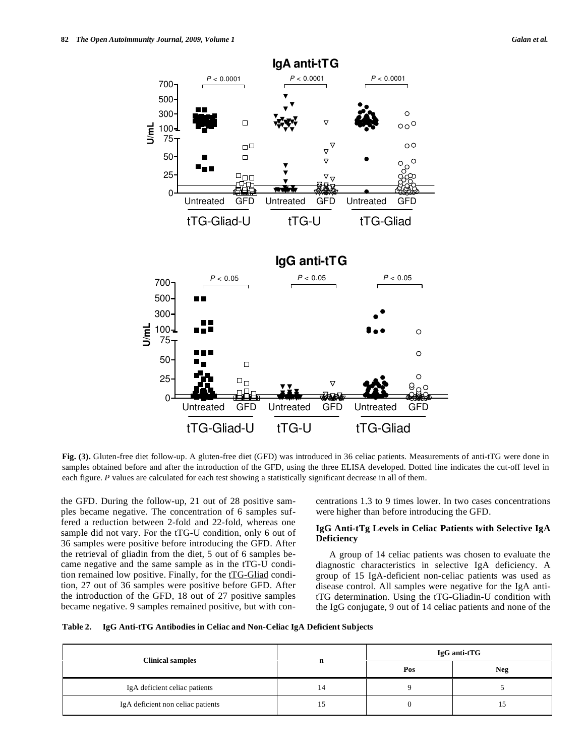**Fig. (3).** Gluten-free diet follow-up. A gluten-free diet (GFD) was introduced in 36 celiac patients. Measurements of anti-tTG were done in samples obtained before and after the introduction of the GFD, using the three ELISA developed. Dotted line indicates the cut-off level in each figure. *P* values are calculated for each test showing a statistically significant decrease in all of them.

the GFD. During the follow-up, 21 out of 28 positive samples became negative. The concentration of 6 samples suffered a reduction between 2-fold and 22-fold, whereas one sample did not vary. For the tTG-U condition, only 6 out of 36 samples were positive before introducing the GFD. After the retrieval of gliadin from the diet, 5 out of 6 samples became negative and the same sample as in the tTG-U condition remained low positive. Finally, for the tTG-Gliad condition, 27 out of 36 samples were positive before GFD. After the introduction of the GFD, 18 out of 27 positive samples became negative. 9 samples remained positive, but with concentrations 1.3 to 9 times lower. In two cases concentrations were higher than before introducing the GFD.

### IgG Anti-tTg Levels in Celiac Patients with Selective IgA Deficiency

A group of 14 celiac patients was chosen to evaluate the diagnostic characteristics in selective IgA deficiency. A group of 15 IgA-deficient non-celiac patients was used as disease control. All samples were negative for the IgA anti-tTG determination. Using the tTG-Gliadin-U condition with the IgG conjugate, 9 out of 14 celiac patients and none of the

**Table 2. IgG Anti-tTG Antibodies in Celiac and Non-Celiac IgA Deficient Subjects**

| Clinical samples | n | IgG anti-tTG | |
|---|---|---|---|
| | | Pos | Neg |
| IgA deficient celiac patients | 14 | 9 | 5 |
| IgA deficient non celiac patients | 15 | 0 | 15 |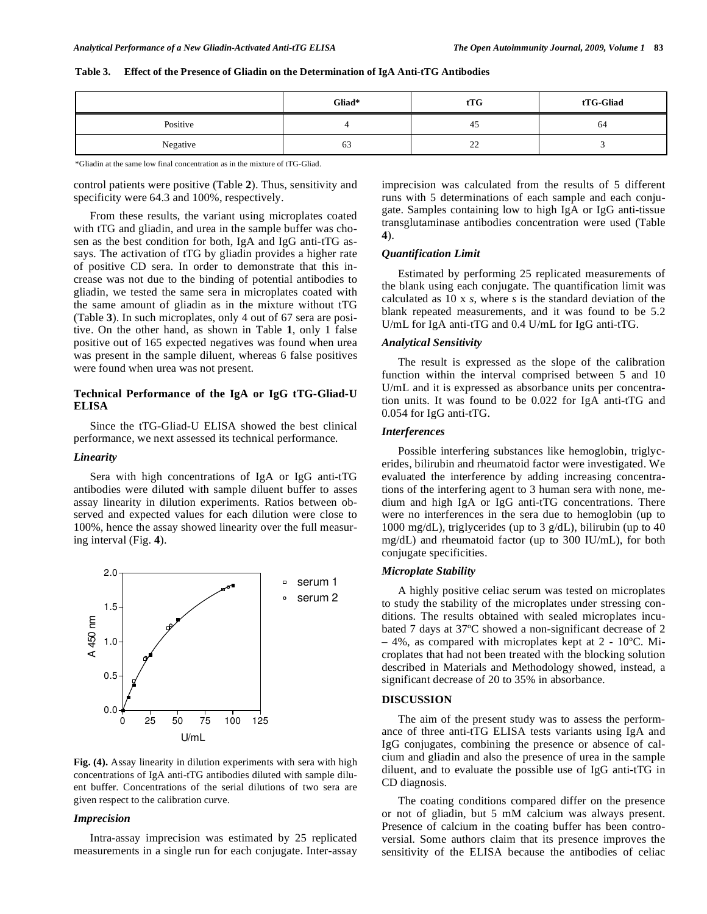**Table 3. Effect of the Presence of Gliadin on the Determination of IgA Anti-tTG Antibodies**

| | Gliad* | tTG | tTG-Gliad |
|---|---|---|---|
| Positive | 4 | 45 | 64 |
| Negative | 63 | 22 | 3 |

*Gliadin at the same low final concentration as in the mixture of tTG-Gliad.

control patients were positive (Table **2**). Thus, sensitivity and specificity were 64.3 and 100%, respectively.

From these results, the variant using microplates coated with tTG and gliadin, and urea in the sample buffer was chosen as the best condition for both, IgA and IgG anti-tTG assays. The activation of tTG by gliadin provides a higher rate of positive CD sera. In order to demonstrate that this increase was not due to the binding of potential antibodies to gliadin, we tested the same sera in microplates coated with the same amount of gliadin as in the mixture without tTG (Table **3**). In such microplates, only 4 out of 67 sera are positive. On the other hand, as shown in Table **1**, only 1 false positive out of 165 expected negatives was found when urea was present in the sample diluent, whereas 6 false positives were found when urea was not present.

### Technical Performance of the IgA or IgG tTG-Gliad-U ELISA

Since the tTG-Gliad-U ELISA showed the best clinical performance, we next assessed its technical performance.

#### *Linearity*

Sera with high concentrations of IgA or IgG anti-tTG antibodies were diluted with sample diluent buffer to asses assay linearity in dilution experiments. Ratios between observed and expected values for each dilution were close to 100%, hence the assay showed linearity over the full measuring interval (Fig. **4**).

**Fig. (4).** Assay linearity in dilution experiments with sera with high concentrations of IgA anti-tTG antibodies diluted with sample diluent buffer. Concentrations of the serial dilutions of two sera are given respect to the calibration curve.

#### *Imprecision*

Intra-assay imprecision was estimated by 25 replicated measurements in a single run for each conjugate. Inter-assay imprecision was calculated from the results of 5 different runs with 5 determinations of each sample and each conjugate. Samples containing low to high IgA or IgG anti-tissue transglutaminase antibodies concentration were used (Table **4**).

#### *Quantification Limit*

Estimated by performing 25 replicated measurements of the blank using each conjugate. The quantification limit was calculated as 10 x *s*, where *s* is the standard deviation of the blank repeated measurements, and it was found to be 5.2 U/mL for IgA anti-tTG and 0.4 U/mL for IgG anti-tTG.

#### *Analytical Sensitivity*

The result is expressed as the slope of the calibration function within the interval comprised between 5 and 10 U/mL and it is expressed as absorbance units per concentration units. It was found to be 0.022 for IgA anti-tTG and 0.054 for IgG anti-tTG.

#### *Interferences*

Possible interfering substances like hemoglobin, triglycerides, bilirubin and rheumatoid factor were investigated. We evaluated the interference by adding increasing concentrations of the interfering agent to 3 human sera with none, medium and high IgA or IgG anti-tTG concentrations. There were no interferences in the sera due to hemoglobin (up to 1000 mg/dL), triglycerides (up to 3 g/dL), bilirubin (up to 40 mg/dL) and rheumatoid factor (up to 300 IU/mL), for both conjugate specificities.

#### *Microplate Stability*

A highly positive celiac serum was tested on microplates to study the stability of the microplates under stressing conditions. The results obtained with sealed microplates incubated 7 days at 37ºC showed a non-significant decrease of 2 – 4%, as compared with microplates kept at 2 - 10ºC. Microplates that had not been treated with the blocking solution described in Materials and Methodology showed, instead, a significant decrease of 20 to 35% in absorbance.

## DISCUSSION

The aim of the present study was to assess the performance of three anti-tTG ELISA tests variants using IgA and IgG conjugates, combining the presence or absence of calcium and gliadin and also the presence of urea in the sample diluent, and to evaluate the possible use of IgG anti-tTG in CD diagnosis.

The coating conditions compared differ on the presence or not of gliadin, but 5 mM calcium was always present. Presence of calcium in the coating buffer has been controversial. Some authors claim that its presence improves the sensitivity of the ELISA because the antibodies of celiac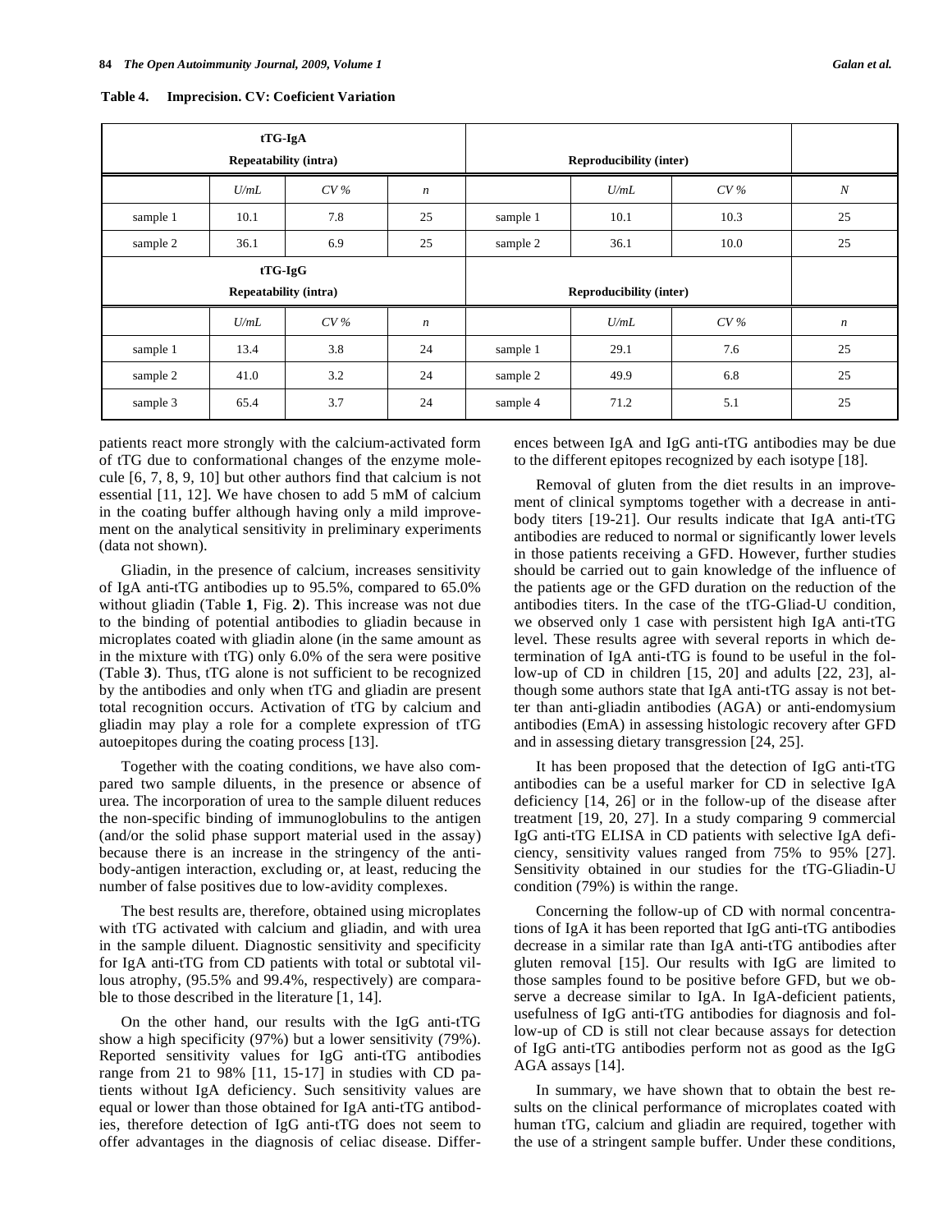**Table 4. Imprecision. CV: Coeficient Variation**

| tTG-IgA Repeatability (intra) | | | | Reproducibility (inter) | | | |
|---|---|---|---|---|---|---|---|
| | *U/mL* | *CV %* | *n* | | *U/mL* | *CV %* | *N* |
| sample 1 | 10.1 | 7.8 | 25 | sample 1 | 10.1 | 10.3 | 25 |
| sample 2 | 36.1 | 6.9 | 25 | sample 2 | 36.1 | 10.0 | 25 |
| **tTG-IgG Repeatability (intra)** | | | | **Reproducibility (inter)** | | | |
| | *U/mL* | *CV %* | *n* | | *U/mL* | *CV %* | *n* |
| sample 1 | 13.4 | 3.8 | 24 | sample 1 | 29.1 | 7.6 | 25 |
| sample 2 | 41.0 | 3.2 | 24 | sample 2 | 49.9 | 6.8 | 25 |
| sample 3 | 65.4 | 3.7 | 24 | sample 4 | 71.2 | 5.1 | 25 |

patients react more strongly with the calcium-activated form of tTG due to conformational changes of the enzyme molecule [6, 7, 8, 9, 10] but other authors find that calcium is not essential [11, 12]. We have chosen to add 5 mM of calcium in the coating buffer although having only a mild improvement on the analytical sensitivity in preliminary experiments (data not shown).

Gliadin, in the presence of calcium, increases sensitivity of IgA anti-tTG antibodies up to 95.5%, compared to 65.0% without gliadin (Table **1**, Fig. **2**). This increase was not due to the binding of potential antibodies to gliadin because in microplates coated with gliadin alone (in the same amount as in the mixture with tTG) only 6.0% of the sera were positive (Table **3**). Thus, tTG alone is not sufficient to be recognized by the antibodies and only when tTG and gliadin are present total recognition occurs. Activation of tTG by calcium and gliadin may play a role for a complete expression of tTG autoepitopes during the coating process [13].

Together with the coating conditions, we have also compared two sample diluents, in the presence or absence of urea. The incorporation of urea to the sample diluent reduces the non-specific binding of immunoglobulins to the antigen (and/or the solid phase support material used in the assay) because there is an increase in the stringency of the antibody-antigen interaction, excluding or, at least, reducing the number of false positives due to low-avidity complexes.

The best results are, therefore, obtained using microplates with tTG activated with calcium and gliadin, and with urea in the sample diluent. Diagnostic sensitivity and specificity for IgA anti-tTG from CD patients with total or subtotal villous atrophy, (95.5% and 99.4%, respectively) are comparable to those described in the literature [1, 14].

On the other hand, our results with the IgG anti-tTG show a high specificity (97%) but a lower sensitivity (79%). Reported sensitivity values for IgG anti-tTG antibodies range from 21 to 98% [11, 15-17] in studies with CD patients without IgA deficiency. Such sensitivity values are equal or lower than those obtained for IgA anti-tTG antibodies, therefore detection of IgG anti-tTG does not seem to offer advantages in the diagnosis of celiac disease. Differences between IgA and IgG anti-tTG antibodies may be due to the different epitopes recognized by each isotype [18].

Removal of gluten from the diet results in an improvement of clinical symptoms together with a decrease in antibody titers [19-21]. Our results indicate that IgA anti-tTG antibodies are reduced to normal or significantly lower levels in those patients receiving a GFD. However, further studies should be carried out to gain knowledge of the influence of the patients age or the GFD duration on the reduction of the antibodies titers. In the case of the tTG-Gliad-U condition, we observed only 1 case with persistent high IgA anti-tTG level. These results agree with several reports in which determination of IgA anti-tTG is found to be useful in the follow-up of CD in children [15, 20] and adults [22, 23], although some authors state that IgA anti-tTG assay is not better than anti-gliadin antibodies (AGA) or anti-endomysium antibodies (EmA) in assessing histologic recovery after GFD and in assessing dietary transgression [24, 25].

It has been proposed that the detection of IgG anti-tTG antibodies can be a useful marker for CD in selective IgA deficiency [14, 26] or in the follow-up of the disease after treatment [19, 20, 27]. In a study comparing 9 commercial IgG anti-tTG ELISA in CD patients with selective IgA deficiency, sensitivity values ranged from 75% to 95% [27]. Sensitivity obtained in our studies for the tTG-Gliadin-U condition (79%) is within the range.

Concerning the follow-up of CD with normal concentrations of IgA it has been reported that IgG anti-tTG antibodies decrease in a similar rate than IgA anti-tTG antibodies after gluten removal [15]. Our results with IgG are limited to those samples found to be positive before GFD, but we observe a decrease similar to IgA. In IgA-deficient patients, usefulness of IgG anti-tTG antibodies for diagnosis and follow-up of CD is still not clear because assays for detection of IgG anti-tTG antibodies perform not as good as the IgG AGA assays [14].

In summary, we have shown that to obtain the best results on the clinical performance of microplates coated with human tTG, calcium and gliadin are required, together with the use of a stringent sample buffer. Under these conditions,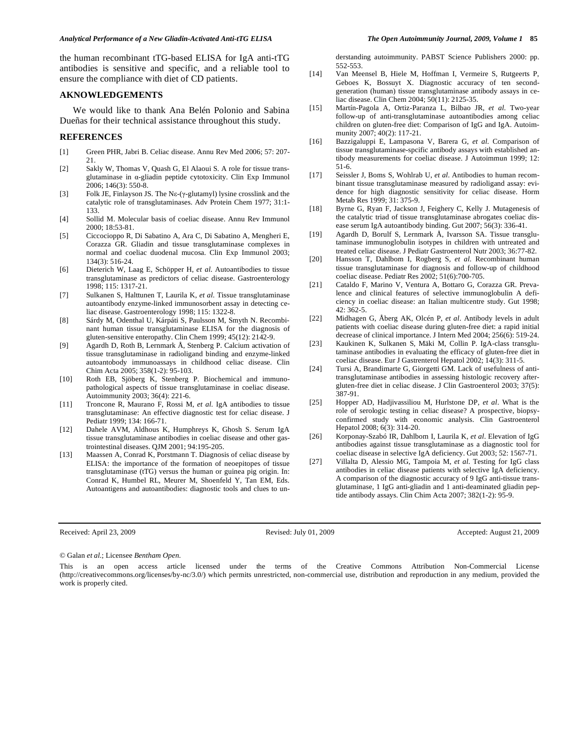the human recombinant tTG-based ELISA for IgA anti-tTG antibodies is sensitive and specific, and a reliable tool to ensure the compliance with diet of CD patients.

## AKNOWLEDGEMENTS

We would like to thank Ana Belén Polonio and Sabina Dueñas for their technical assistance throughout this study.

## REFERENCES

[1] Green PHR, Jabri B. Celiac disease. Annu Rev Med 2006; 57: 207-21.

[2] Sakly W, Thomas V, Quash G, El Alaoui S. A role for tissue transglutaminase in α-gliadin peptide cytotoxicity. Clin Exp Immunol 2006; 146(3): 550-8.

[3] Folk JE, Finlayson JS. The Nε-(γ-glutamyl) lysine crosslink and the catalytic role of transglutaminases. Adv Protein Chem 1977; 31:1-133.

[4] Sollid M. Molecular basis of coeliac disease. Annu Rev Immunol 2000; 18:53-81.

[5] Ciccocioppo R, Di Sabatino A, Ara C, Di Sabatino A, Mengheri E, Corazza GR. Gliadin and tissue transglutaminase complexes in normal and coeliac duodenal mucosa. Clin Exp Immunol 2003; 134(3): 516-24.

[6] Dieterich W, Laag E, Schöpper H, *et al.* Autoantibodies to tissue transglutaminase as predictors of celiac disease. Gastroenterology 1998; 115: 1317-21.

[7] Sulkanen S, Halttunen T, Laurila K, *et al.* Tissue transglutaminase autoantibody enzyme-linked immunosorbent assay in detecting celiac disease. Gastroenterology 1998; 115: 1322-8.

[8] Sárdy M, Odenthal U, Kárpáti S, Paulsson M, Smyth N. Recombinant human tissue transglutaminase ELISA for the diagnosis of gluten-sensitive enteropathy. Clin Chem 1999; 45(12): 2142-9.

[9] Agardh D, Roth B, Lernmark Å, Stenberg P. Calcium activation of tissue transglutaminase in radioligand binding and enzyme-linked autoantobody immunoassays in childhood celiac disease. Clin Chim Acta 2005; 358(1-2): 95-103.

[10] Roth EB, Sjöberg K, Stenberg P. Biochemical and immuno-pathological aspects of tissue transglutaminase in coeliac disease. Autoimmunity 2003; 36(4): 221-6.

[11] Troncone R, Maurano F, Rossi M, *et al.* IgA antibodies to tissue transglutaminase: An effective diagnostic test for celiac disease. J Pediatr 1999; 134: 166-71.

[12] Dahele AVM, Aldhous K, Humphreys K, Ghosh S. Serum IgA tissue transglutaminase antibodies in coeliac disease and other gastrointestinal diseases. QJM 2001; 94:195-205.

[13] Maassen A, Conrad K, Porstmann T. Diagnosis of celiac disease by ELISA: the importance of the formation of neoepitopes of tissue transglutaminase (tTG) versus the human or guinea pig origin. In: Conrad K, Humbel RL, Meurer M, Shoenfeld Y, Tan EM, Eds. Autoantigens and autoantibodies: diagnostic tools and clues to understanding autoimmunity. PABST Science Publishers 2000: pp. 552-553.

[14] Van Meensel B, Hiele M, Hoffman I, Vermeire S, Rutgeerts P, Geboes K, Bossuyt X. Diagnostic accuracy of ten second-generation (human) tissue transglutaminase antibody assays in celiac disease. Clin Chem 2004; 50(11): 2125-35.

[15] Martín-Pagola A, Ortiz-Paranza L, Bilbao JR, *et al.* Two-year follow-up of anti-transglutaminase autoantibodies among celiac children on gluten-free diet: Comparison of IgG and IgA. Autoimmunity 2007; 40(2): 117-21.

[16] Bazzigaluppi E, Lampasona V, Barera G, *et al.* Comparison of tissue transglutaminase-spcific antibody assays with established antibody measurements for coeliac disease. J Autoimmun 1999; 12: 51-6.

[17] Seissler J, Boms S, Wohlrab U, *et al*. Antibodies to human recombinant tissue transglutaminase measured by radioligand assay: evidence for high diagnostic sensitivity for celiac disease. Horm Metab Res 1999; 31: 375-9.

[18] Byrne G, Ryan F, Jackson J, Feighery C, Kelly J. Mutagenesis of the catalytic triad of tissue transglutaminase abrogates coeliac disease serum IgA autoantibody binding. Gut 2007; 56(3): 336-41.

[19] Agardh D, Borulf S, Lernmark Å, Ivarsson SA. Tissue transglutaminase immunoglobulin isotypes in children with untreated and treated celiac disease. J Pediatr Gastroenterol Nutr 2003; 36:77-82.

[20] Hansson T, Dahlbom I, Rogberg S, *et al.* Recombinant human tissue transglutaminase for diagnosis and follow-up of childhood coeliac disease. Pediatr Res 2002; 51(6):700-705.

[21] Cataldo F, Marino V, Ventura A, Bottaro G, Corazza GR. Prevalence and clinical features of selective immunoglobulin A deficiency in coeliac disease: an Italian multicentre study. Gut 1998; 42: 362-5.

[22] Midhagen G, Åberg AK, Olcén P, *et al*. Antibody levels in adult patients with coeliac disease during gluten-free diet: a rapid initial decrease of clinical importance. J Intern Med 2004; 256(6): 519-24.

[23] Kaukinen K, Sulkanen S, Mäki M, Collin P. IgA-class transglutaminase antibodies in evaluating the efficacy of gluten-free diet in coeliac disease. Eur J Gastrenterol Hepatol 2002; 14(3): 311-5.

[24] Tursi A, Brandimarte G, Giorgetti GM. Lack of usefulness of anti-transglutaminase antibodies in assessing histologic recovery after-gluten-free diet in celiac disease. J Clin Gastroenterol 2003; 37(5): 387-91.

[25] Hopper AD, Hadjivassiliou M, Hurlstone DP, *et al*. What is the role of serologic testing in celiac disease? A prospective, biopsy-confirmed study with economic analysis. Clin Gastroenterol Hepatol 2008; 6(3): 314-20.

[26] Korponay-Szabó IR, Dahlbom I, Laurila K, *et al*. Elevation of IgG antibodies against tissue transglutaminase as a diagnostic tool for coeliac disease in selective IgA deficiency. Gut 2003; 52: 1567-71.

[27] Villalta D, Alessio MG, Tampoia M, *et al.* Testing for IgG class antibodies in celiac disease patients with selective IgA deficiency. A comparison of the diagnostic accuracy of 9 IgG anti-tissue transglutaminase, 1 IgG anti-gliadin and 1 anti-deaminated gliadin peptide antibody assays. Clin Chim Acta 2007; 382(1-2): 95-9.

---

Received: April 23, 2009 Revised: July 01, 2009 Accepted: August 21, 2009

© Galan *et al.*; Licensee *Bentham Open*.

This is an open access article licensed under the terms of the Creative Commons Attribution Non-Commercial License (http://creativecommons.org/licenses/by-nc/3.0/) which permits unrestricted, non-commercial use, distribution and reproduction in any medium, provided the work is properly cited.